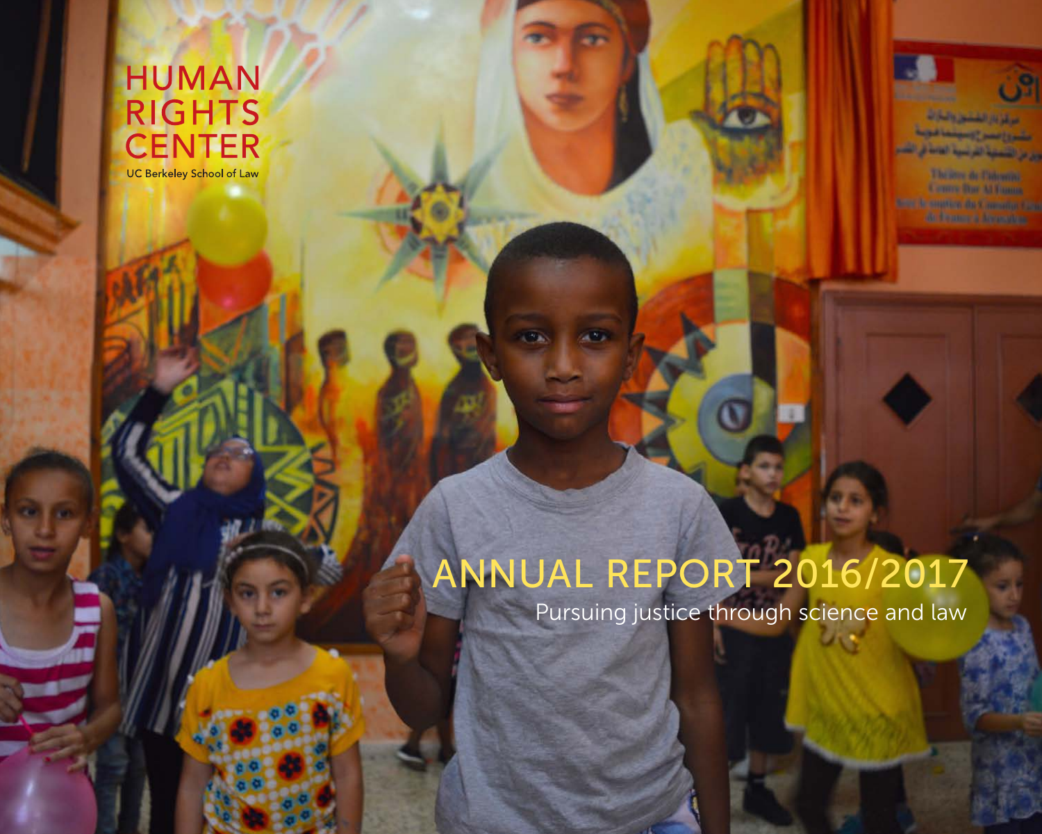# HUMAN RIGHTS CENTER

UC Berkeley School of Law

# ANNUAL REPORT 2016/2017

Pursuing justice through science and law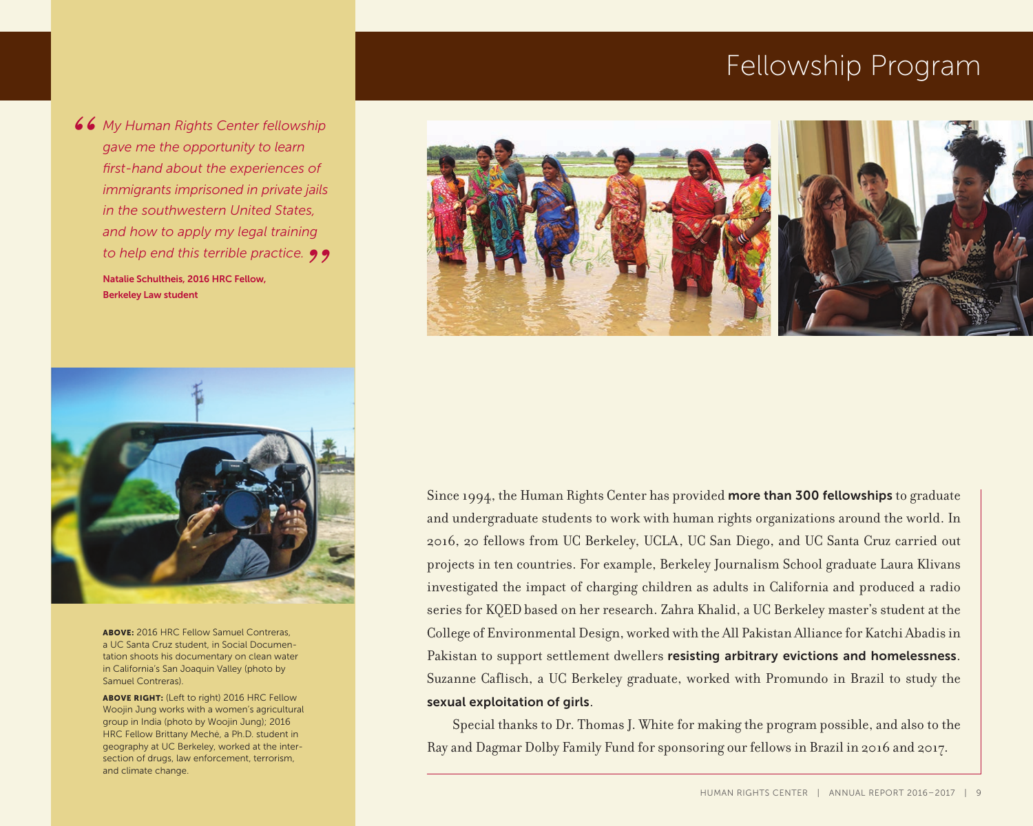# Fellowship Program

> *My Human Rights Center fellowship gave me the opportunity to learn first-hand about the experiences of immigrants imprisoned in private jails in the southwestern United States, and how to apply my legal training to help end this terrible practice.*

**Natalie Schultheis, 2016 HRC Fellow, Berkeley Law student**

**ABOVE:** 2016 HRC Fellow Samuel Contreras, a UC Santa Cruz student, in Social Documentation shoots his documentary on clean water in California's San Joaquin Valley (photo by Samuel Contreras).

**ABOVE RIGHT:** (Left to right) 2016 HRC Fellow Woojin Jung works with a women's agricultural group in India (photo by Woojin Jung); 2016 HRC Fellow Brittany Meché, a Ph.D. student in geography at UC Berkeley, worked at the intersection of drugs, law enforcement, terrorism, and climate change.

Since 1994, the Human Rights Center has provided **more than 300 fellowships** to graduate and undergraduate students to work with human rights organizations around the world. In 2016, 20 fellows from UC Berkeley, UCLA, UC San Diego, and UC Santa Cruz carried out projects in ten countries. For example, Berkeley Journalism School graduate Laura Klivans investigated the impact of charging children as adults in California and produced a radio series for KQED based on her research. Zahra Khalid, a UC Berkeley master's student at the College of Environmental Design, worked with the All Pakistan Alliance for Katchi Abadis in Pakistan to support settlement dwellers **resisting arbitrary evictions and homelessness**. Suzanne Caflisch, a UC Berkeley graduate, worked with Promundo in Brazil to study the **sexual exploitation of girls**.

Special thanks to Dr. Thomas J. White for making the program possible, and also to the Ray and Dagmar Dolby Family Fund for sponsoring our fellows in Brazil in 2016 and 2017.